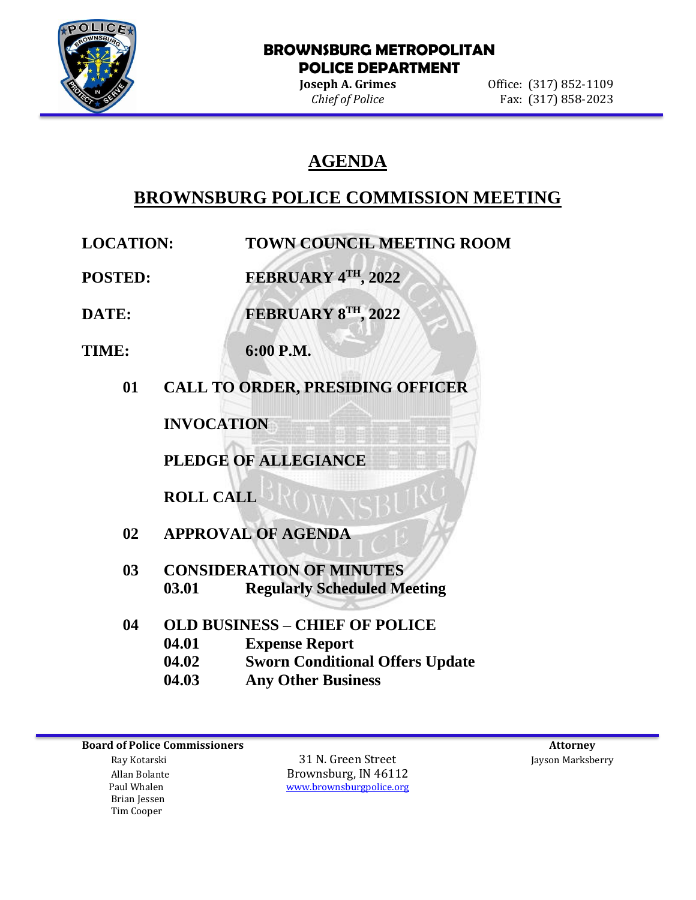**BROWNSBURG METROPOLITAN POLICE DEPARTMENT**

**Joseph A. Grimes**
*Chief of Police*

Office: (317) 852-1109
Fax: (317) 858-2023

# AGENDA

## BROWNSBURG POLICE COMMISSION MEETING

**LOCATION:** **TOWN COUNCIL MEETING ROOM**

**POSTED:** **FEBRUARY 4TH, 2022**

**DATE:** **FEBRUARY 8TH, 2022**

**TIME:** **6:00 P.M.**

**01 CALL TO ORDER, PRESIDING OFFICER**

**INVOCATION**

**PLEDGE OF ALLEGIANCE**

**ROLL CALL**

**02 APPROVAL OF AGENDA**

**03 CONSIDERATION OF MINUTES**
- **03.01 Regularly Scheduled Meeting**

**04 OLD BUSINESS – CHIEF OF POLICE**
- **04.01 Expense Report**
- **04.02 Sworn Conditional Offers Update**
- **04.03 Any Other Business**

---

**Board of Police Commissioners**
Ray Kotarski
Allan Bolante
Paul Whalen
Brian Jessen
Tim Cooper

31 N. Green Street
Brownsburg, IN 46112
www.brownsburgpolice.org

**Attorney**
Jayson Marksberry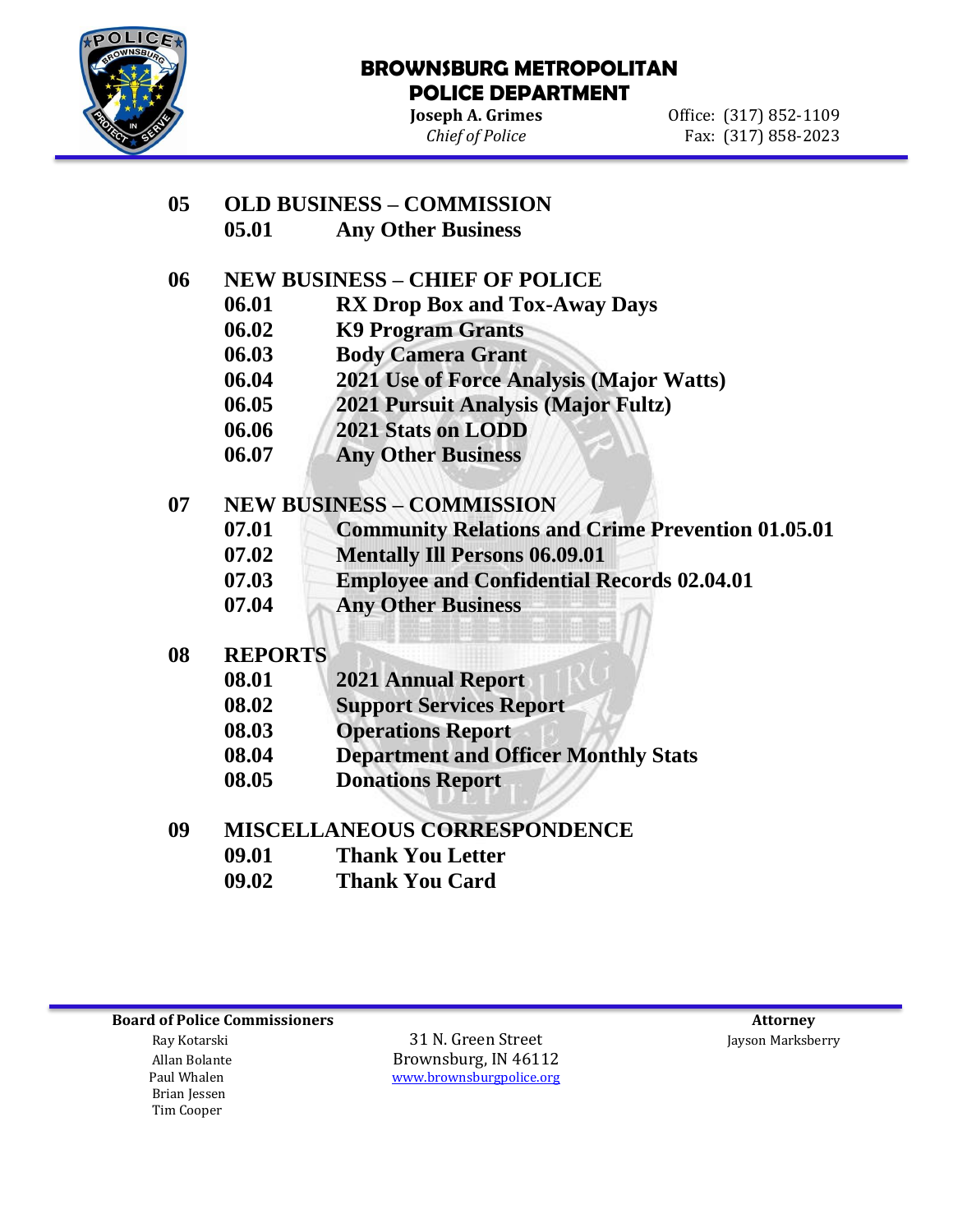**BROWNSBURG METROPOLITAN POLICE DEPARTMENT**

**Joseph A. Grimes**
*Chief of Police*

Office: (317) 852-1109
Fax: (317) 858-2023

**05 OLD BUSINESS – COMMISSION**

- **05.01** **Any Other Business**

**06 NEW BUSINESS – CHIEF OF POLICE**

- **06.01** **RX Drop Box and Tox-Away Days**
- **06.02** **K9 Program Grants**
- **06.03** **Body Camera Grant**
- **06.04** **2021 Use of Force Analysis (Major Watts)**
- **06.05** **2021 Pursuit Analysis (Major Fultz)**
- **06.06** **2021 Stats on LODD**
- **06.07** **Any Other Business**

**07 NEW BUSINESS – COMMISSION**

- **07.01** **Community Relations and Crime Prevention 01.05.01**
- **07.02** **Mentally Ill Persons 06.09.01**
- **07.03** **Employee and Confidential Records 02.04.01**
- **07.04** **Any Other Business**

**08 REPORTS**

- **08.01** **2021 Annual Report**
- **08.02** **Support Services Report**
- **08.03** **Operations Report**
- **08.04** **Department and Officer Monthly Stats**
- **08.05** **Donations Report**

**09 MISCELLANEOUS CORRESPONDENCE**

- **09.01** **Thank You Letter**
- **09.02** **Thank You Card**

**Board of Police Commissioners**
Ray Kotarski
Allan Bolante
Paul Whalen
Brian Jessen
Tim Cooper

31 N. Green Street
Brownsburg, IN 46112
www.brownsburgpolice.org

**Attorney**
Jayson Marksberry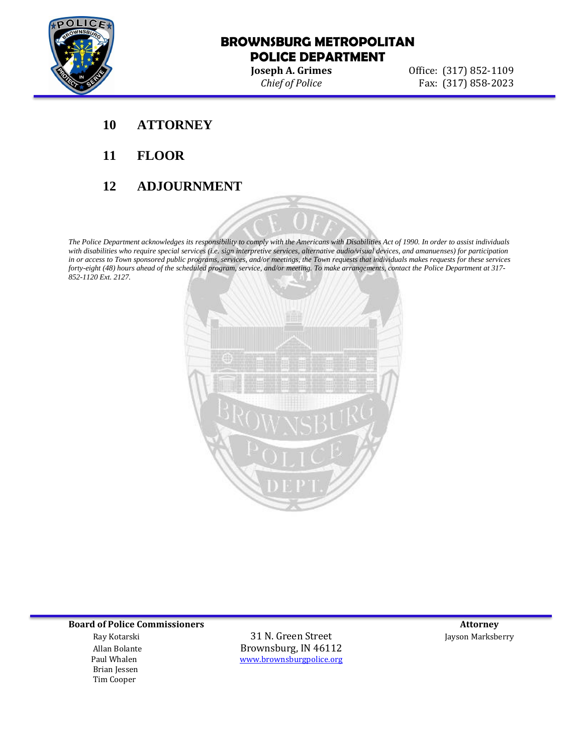## 10 ATTORNEY

## 11 FLOOR

## 12 ADJOURNMENT

*The Police Department acknowledges its responsibility to comply with the Americans with Disabilities Act of 1990. In order to assist individuals with disabilities who require special services (i.e. sign interpretive services, alternative audio/visual devices, and amanuenses) for participation in or access to Town sponsored public programs, services, and/or meetings, the Town requests that individuals makes requests for these services forty-eight (48) hours ahead of the scheduled program, service, and/or meeting. To make arrangements, contact the Police Department at 317-852-1120 Ext. 2127.*